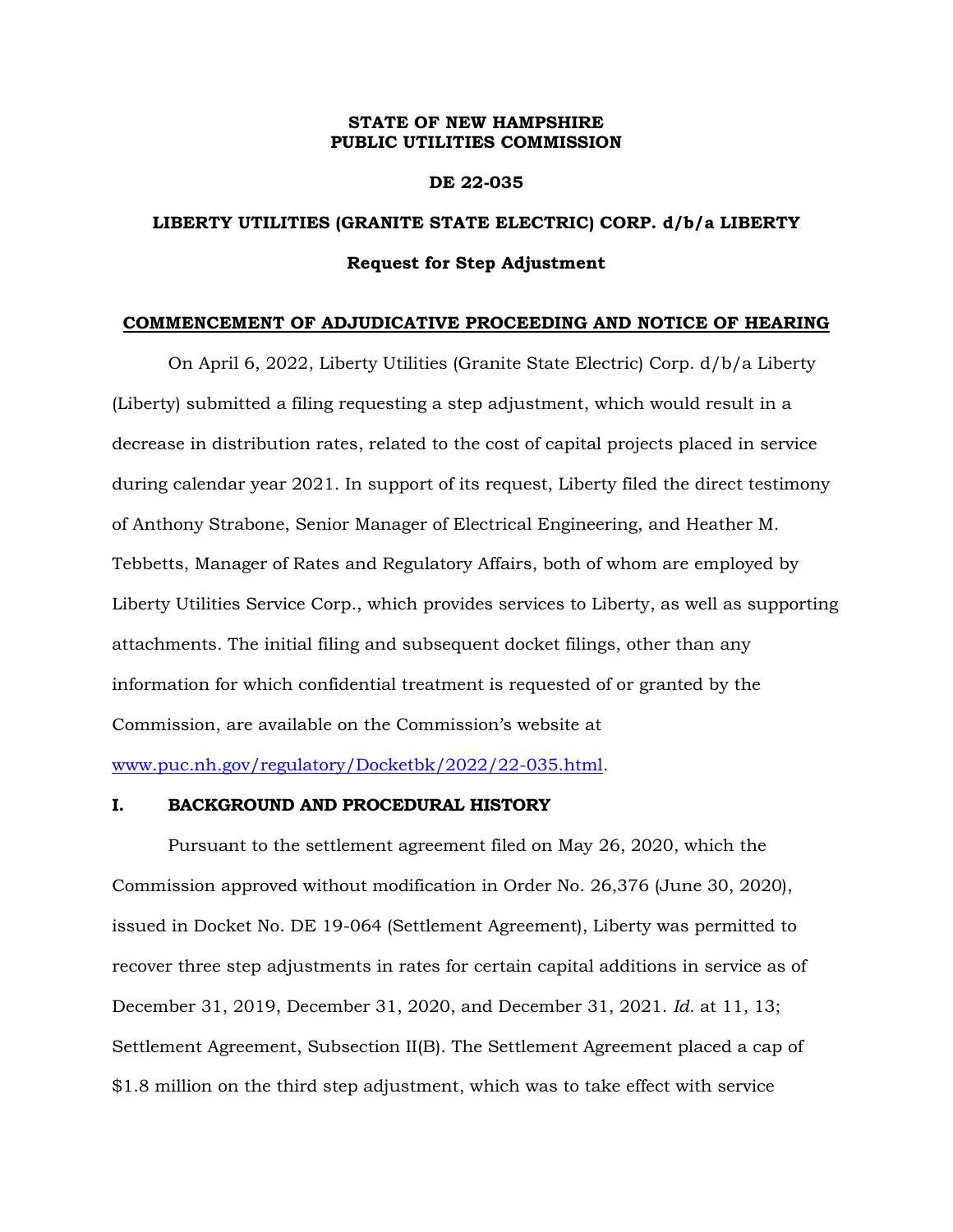**STATE OF NEW HAMPSHIRE**
**PUBLIC UTILITIES COMMISSION**

**DE 22-035**

**LIBERTY UTILITIES (GRANITE STATE ELECTRIC) CORP. d/b/a LIBERTY**

**Request for Step Adjustment**

**COMMENCEMENT OF ADJUDICATIVE PROCEEDING AND NOTICE OF HEARING**

On April 6, 2022, Liberty Utilities (Granite State Electric) Corp. d/b/a Liberty (Liberty) submitted a filing requesting a step adjustment, which would result in a decrease in distribution rates, related to the cost of capital projects placed in service during calendar year 2021. In support of its request, Liberty filed the direct testimony of Anthony Strabone, Senior Manager of Electrical Engineering, and Heather M. Tebbetts, Manager of Rates and Regulatory Affairs, both of whom are employed by Liberty Utilities Service Corp., which provides services to Liberty, as well as supporting attachments. The initial filing and subsequent docket filings, other than any information for which confidential treatment is requested of or granted by the Commission, are available on the Commission's website at [www.puc.nh.gov/regulatory/Docketbk/2022/22-035.html](www.puc.nh.gov/regulatory/Docketbk/2022/22-035.html).

## I. BACKGROUND AND PROCEDURAL HISTORY

Pursuant to the settlement agreement filed on May 26, 2020, which the Commission approved without modification in Order No. 26,376 (June 30, 2020), issued in Docket No. DE 19-064 (Settlement Agreement), Liberty was permitted to recover three step adjustments in rates for certain capital additions in service as of December 31, 2019, December 31, 2020, and December 31, 2021. *Id.* at 11, 13; Settlement Agreement, Subsection II(B). The Settlement Agreement placed a cap of $1.8 million on the third step adjustment, which was to take effect with service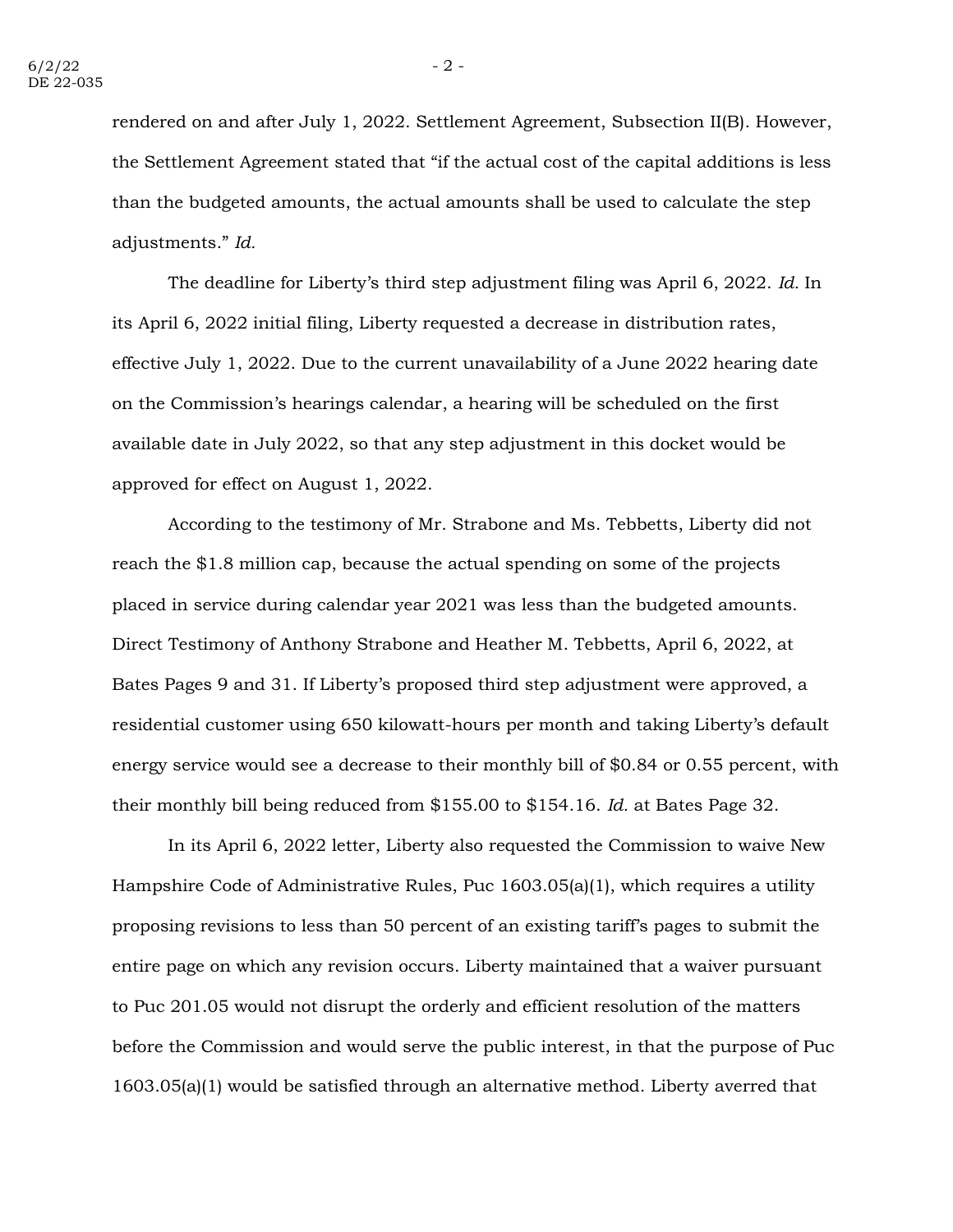rendered on and after July 1, 2022. Settlement Agreement, Subsection II(B). However, the Settlement Agreement stated that "if the actual cost of the capital additions is less than the budgeted amounts, the actual amounts shall be used to calculate the step adjustments." *Id.*

The deadline for Liberty's third step adjustment filing was April 6, 2022. *Id.* In its April 6, 2022 initial filing, Liberty requested a decrease in distribution rates, effective July 1, 2022. Due to the current unavailability of a June 2022 hearing date on the Commission's hearings calendar, a hearing will be scheduled on the first available date in July 2022, so that any step adjustment in this docket would be approved for effect on August 1, 2022.

According to the testimony of Mr. Strabone and Ms. Tebbetts, Liberty did not reach the $1.8 million cap, because the actual spending on some of the projects placed in service during calendar year 2021 was less than the budgeted amounts. Direct Testimony of Anthony Strabone and Heather M. Tebbetts, April 6, 2022, at Bates Pages 9 and 31. If Liberty's proposed third step adjustment were approved, a residential customer using 650 kilowatt-hours per month and taking Liberty's default energy service would see a decrease to their monthly bill of $0.84 or 0.55 percent, with their monthly bill being reduced from $155.00 to $154.16. *Id.* at Bates Page 32.

In its April 6, 2022 letter, Liberty also requested the Commission to waive New Hampshire Code of Administrative Rules, Puc 1603.05(a)(1), which requires a utility proposing revisions to less than 50 percent of an existing tariff's pages to submit the entire page on which any revision occurs. Liberty maintained that a waiver pursuant to Puc 201.05 would not disrupt the orderly and efficient resolution of the matters before the Commission and would serve the public interest, in that the purpose of Puc 1603.05(a)(1) would be satisfied through an alternative method. Liberty averred that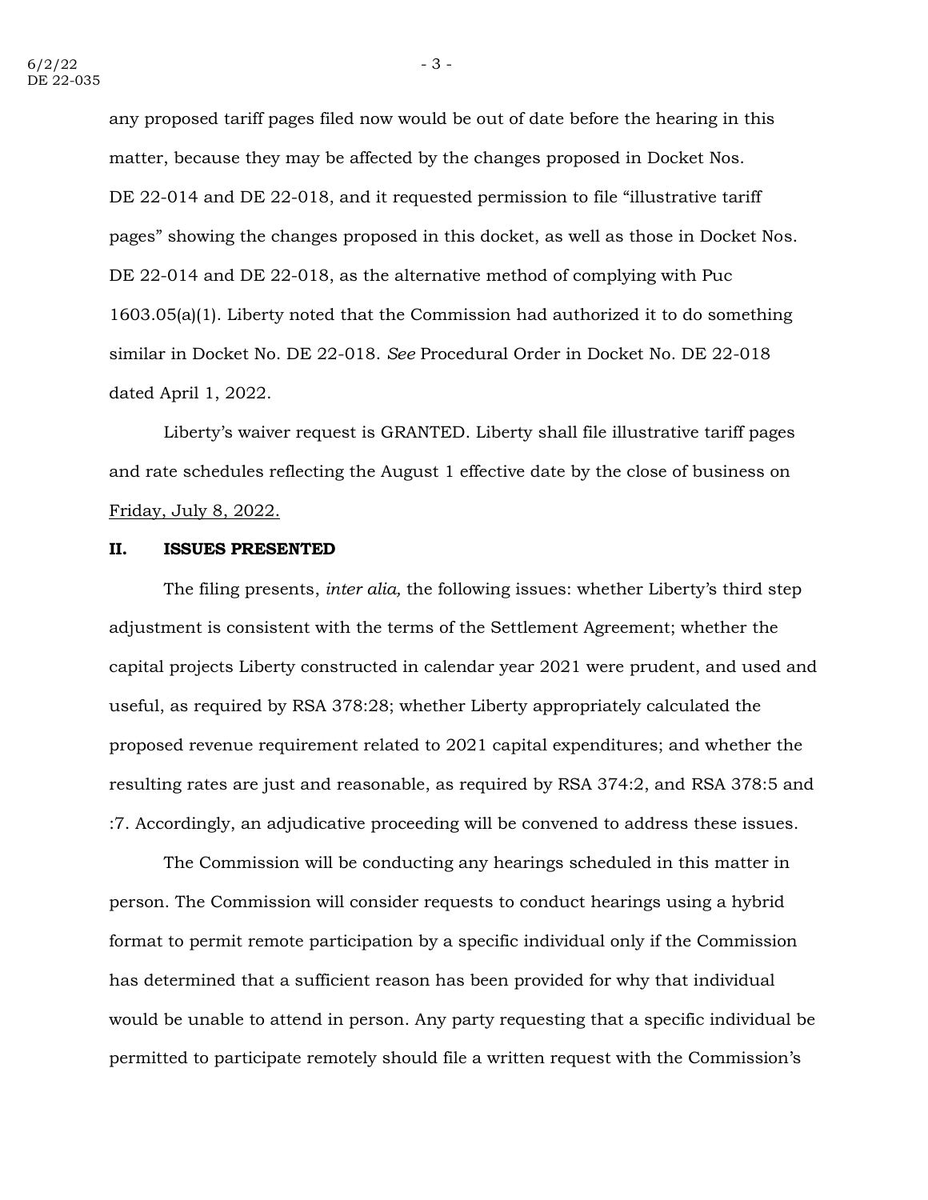any proposed tariff pages filed now would be out of date before the hearing in this matter, because they may be affected by the changes proposed in Docket Nos. DE 22-014 and DE 22-018, and it requested permission to file "illustrative tariff pages" showing the changes proposed in this docket, as well as those in Docket Nos. DE 22-014 and DE 22-018, as the alternative method of complying with Puc 1603.05(a)(1). Liberty noted that the Commission had authorized it to do something similar in Docket No. DE 22-018. *See* Procedural Order in Docket No. DE 22-018 dated April 1, 2022.

Liberty's waiver request is GRANTED. Liberty shall file illustrative tariff pages and rate schedules reflecting the August 1 effective date by the close of business on <u>Friday, July 8, 2022.</u>

## II. ISSUES PRESENTED

The filing presents, *inter alia,* the following issues: whether Liberty's third step adjustment is consistent with the terms of the Settlement Agreement; whether the capital projects Liberty constructed in calendar year 2021 were prudent, and used and useful, as required by RSA 378:28; whether Liberty appropriately calculated the proposed revenue requirement related to 2021 capital expenditures; and whether the resulting rates are just and reasonable, as required by RSA 374:2, and RSA 378:5 and :7. Accordingly, an adjudicative proceeding will be convened to address these issues.

The Commission will be conducting any hearings scheduled in this matter in person. The Commission will consider requests to conduct hearings using a hybrid format to permit remote participation by a specific individual only if the Commission has determined that a sufficient reason has been provided for why that individual would be unable to attend in person. Any party requesting that a specific individual be permitted to participate remotely should file a written request with the Commission's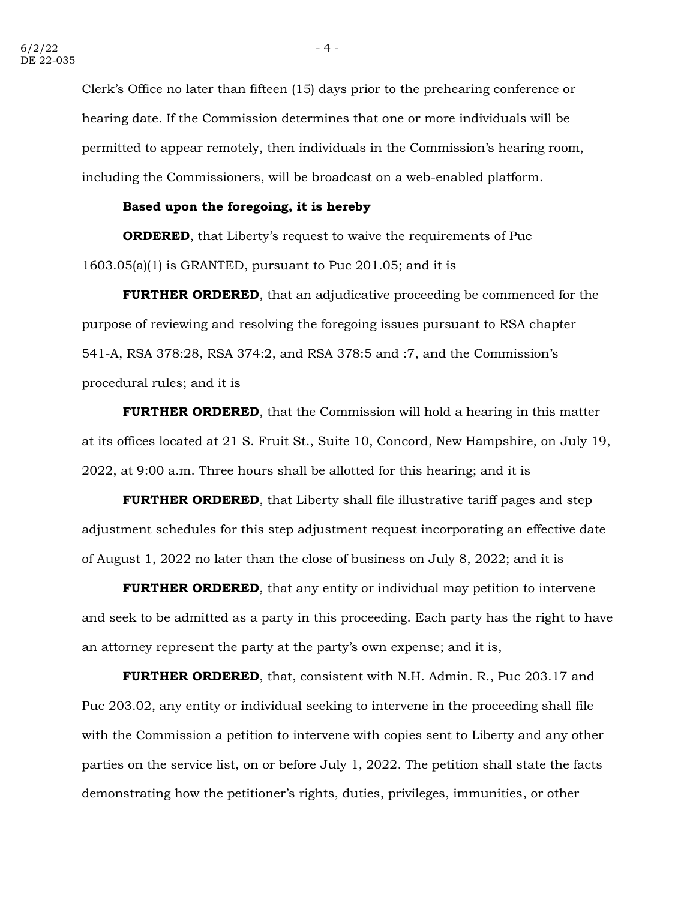Clerk's Office no later than fifteen (15) days prior to the prehearing conference or hearing date. If the Commission determines that one or more individuals will be permitted to appear remotely, then individuals in the Commission's hearing room, including the Commissioners, will be broadcast on a web-enabled platform.

**Based upon the foregoing, it is hereby**

**ORDERED**, that Liberty's request to waive the requirements of Puc 1603.05(a)(1) is GRANTED, pursuant to Puc 201.05; and it is

**FURTHER ORDERED**, that an adjudicative proceeding be commenced for the purpose of reviewing and resolving the foregoing issues pursuant to RSA chapter 541-A, RSA 378:28, RSA 374:2, and RSA 378:5 and :7, and the Commission's procedural rules; and it is

**FURTHER ORDERED**, that the Commission will hold a hearing in this matter at its offices located at 21 S. Fruit St., Suite 10, Concord, New Hampshire, on July 19, 2022, at 9:00 a.m. Three hours shall be allotted for this hearing; and it is

**FURTHER ORDERED**, that Liberty shall file illustrative tariff pages and step adjustment schedules for this step adjustment request incorporating an effective date of August 1, 2022 no later than the close of business on July 8, 2022; and it is

**FURTHER ORDERED**, that any entity or individual may petition to intervene and seek to be admitted as a party in this proceeding. Each party has the right to have an attorney represent the party at the party's own expense; and it is,

**FURTHER ORDERED**, that, consistent with N.H. Admin. R., Puc 203.17 and Puc 203.02, any entity or individual seeking to intervene in the proceeding shall file with the Commission a petition to intervene with copies sent to Liberty and any other parties on the service list, on or before July 1, 2022. The petition shall state the facts demonstrating how the petitioner's rights, duties, privileges, immunities, or other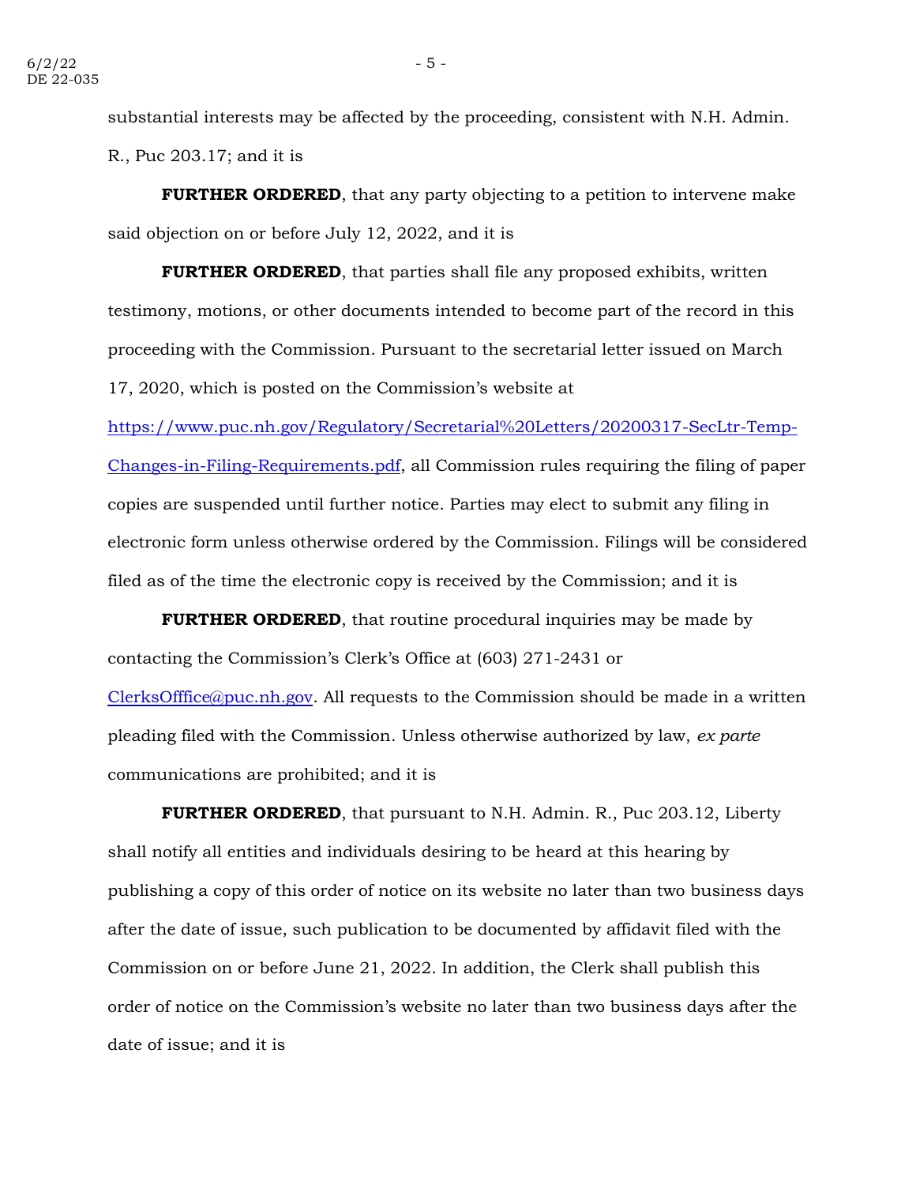substantial interests may be affected by the proceeding, consistent with N.H. Admin. R., Puc 203.17; and it is

**FURTHER ORDERED**, that any party objecting to a petition to intervene make said objection on or before July 12, 2022, and it is

**FURTHER ORDERED**, that parties shall file any proposed exhibits, written testimony, motions, or other documents intended to become part of the record in this proceeding with the Commission. Pursuant to the secretarial letter issued on March 17, 2020, which is posted on the Commission's website at [https://www.puc.nh.gov/Regulatory/Secretarial%20Letters/20200317-SecLtr-Temp-Changes-in-Filing-Requirements.pdf](https://www.puc.nh.gov/Regulatory/Secretarial%20Letters/20200317-SecLtr-Temp-Changes-in-Filing-Requirements.pdf), all Commission rules requiring the filing of paper copies are suspended until further notice. Parties may elect to submit any filing in electronic form unless otherwise ordered by the Commission. Filings will be considered filed as of the time the electronic copy is received by the Commission; and it is

**FURTHER ORDERED**, that routine procedural inquiries may be made by contacting the Commission's Clerk's Office at (603) 271-2431 or [ClerksOfffice@puc.nh.gov](mailto:ClerksOfffice@puc.nh.gov). All requests to the Commission should be made in a written pleading filed with the Commission. Unless otherwise authorized by law, *ex parte* communications are prohibited; and it is

**FURTHER ORDERED**, that pursuant to N.H. Admin. R., Puc 203.12, Liberty shall notify all entities and individuals desiring to be heard at this hearing by publishing a copy of this order of notice on its website no later than two business days after the date of issue, such publication to be documented by affidavit filed with the Commission on or before June 21, 2022. In addition, the Clerk shall publish this order of notice on the Commission's website no later than two business days after the date of issue; and it is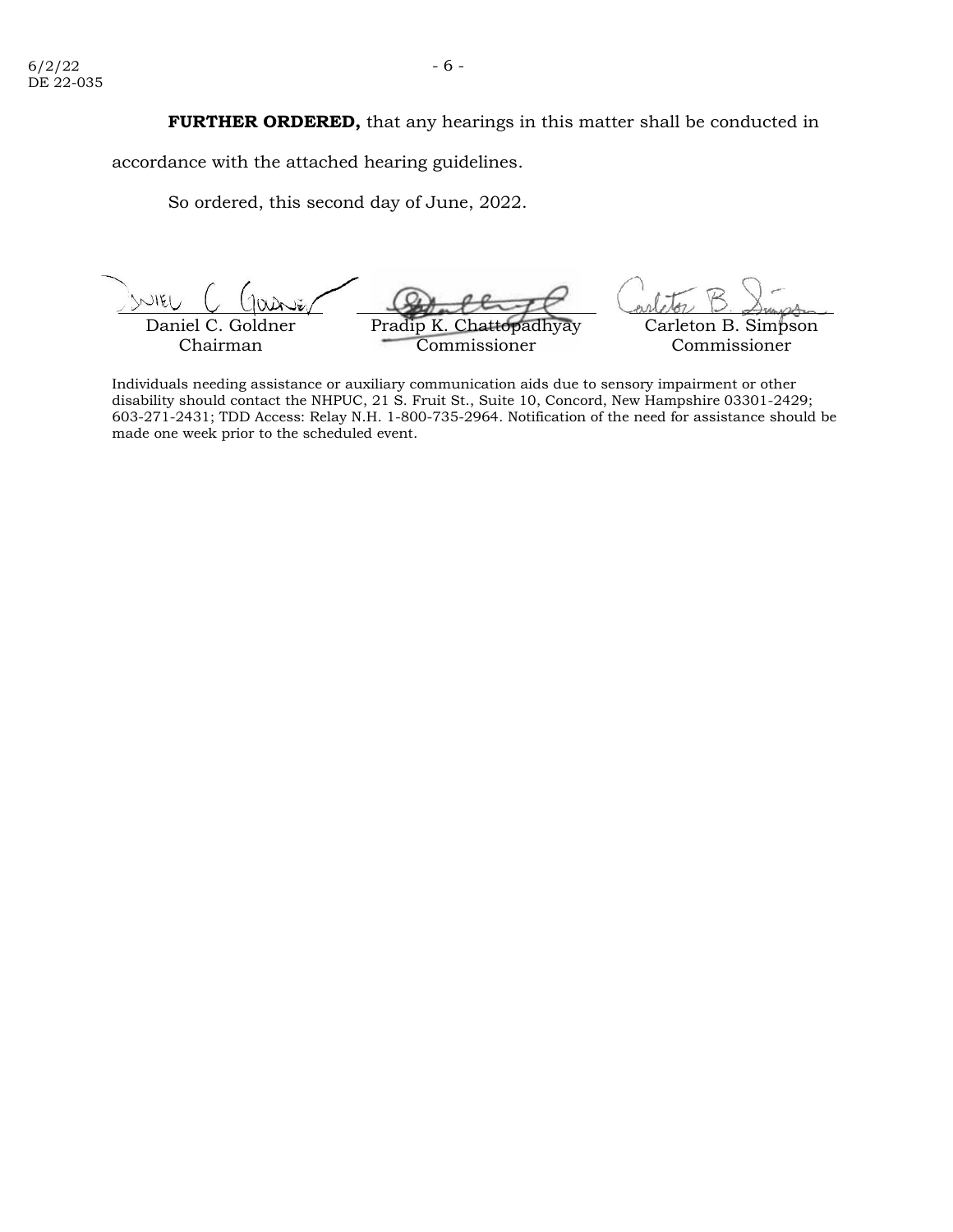**FURTHER ORDERED,** that any hearings in this matter shall be conducted in accordance with the attached hearing guidelines.

So ordered, this second day of June, 2022.

| Daniel C. Goldner | Pradip K. Chattopadhyay | Carleton B. Simpson |
| --- | --- | --- |
| Chairman | Commissioner | Commissioner |

Individuals needing assistance or auxiliary communication aids due to sensory impairment or other disability should contact the NHPUC, 21 S. Fruit St., Suite 10, Concord, New Hampshire 03301-2429; 603-271-2431; TDD Access: Relay N.H. 1-800-735-2964. Notification of the need for assistance should be made one week prior to the scheduled event.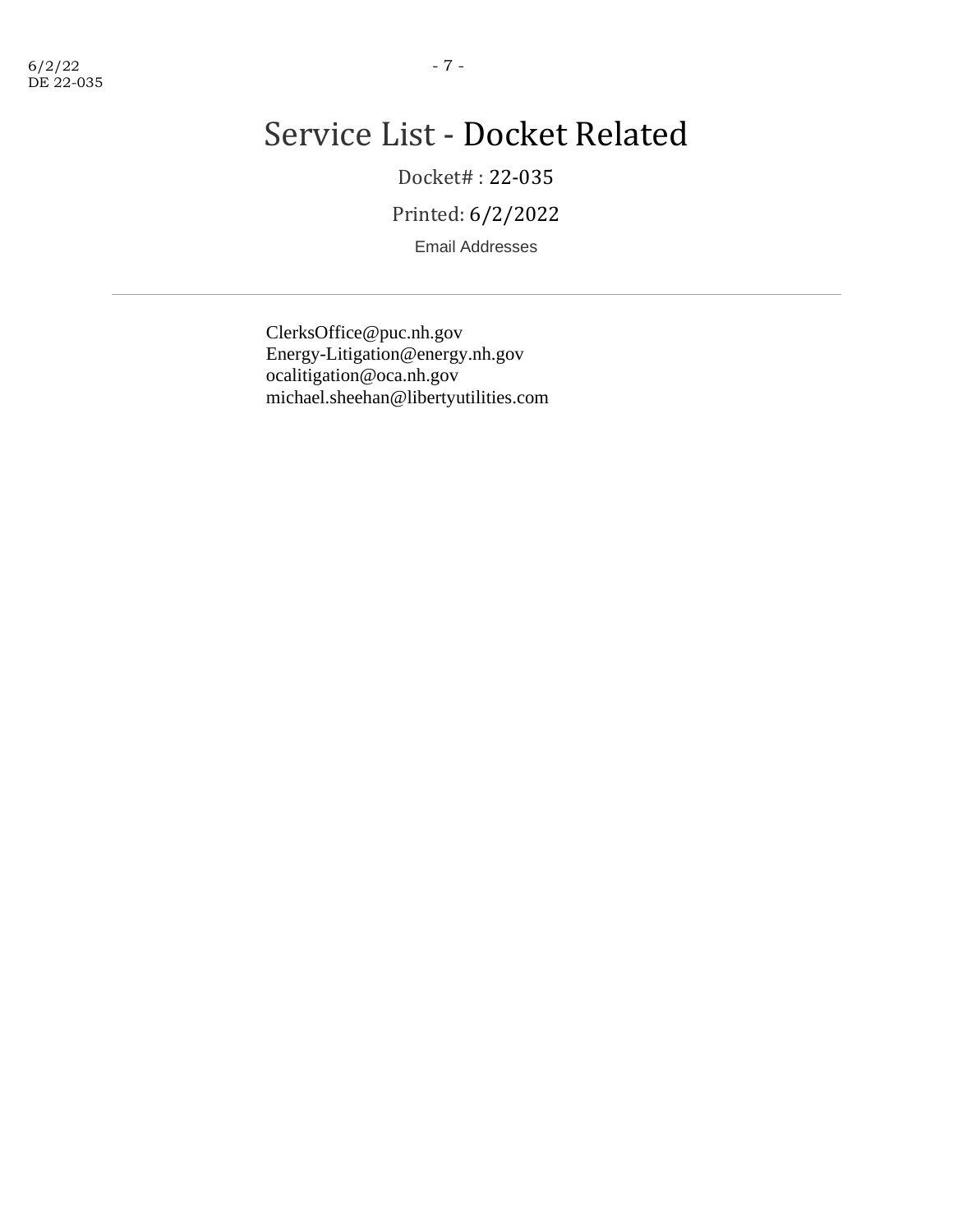# Service List - Docket Related

Docket# : 22-035

Printed: 6/2/2022

Email Addresses

---

ClerksOffice@puc.nh.gov
Energy-Litigation@energy.nh.gov
ocalitigation@oca.nh.gov
michael.sheehan@libertyutilities.com